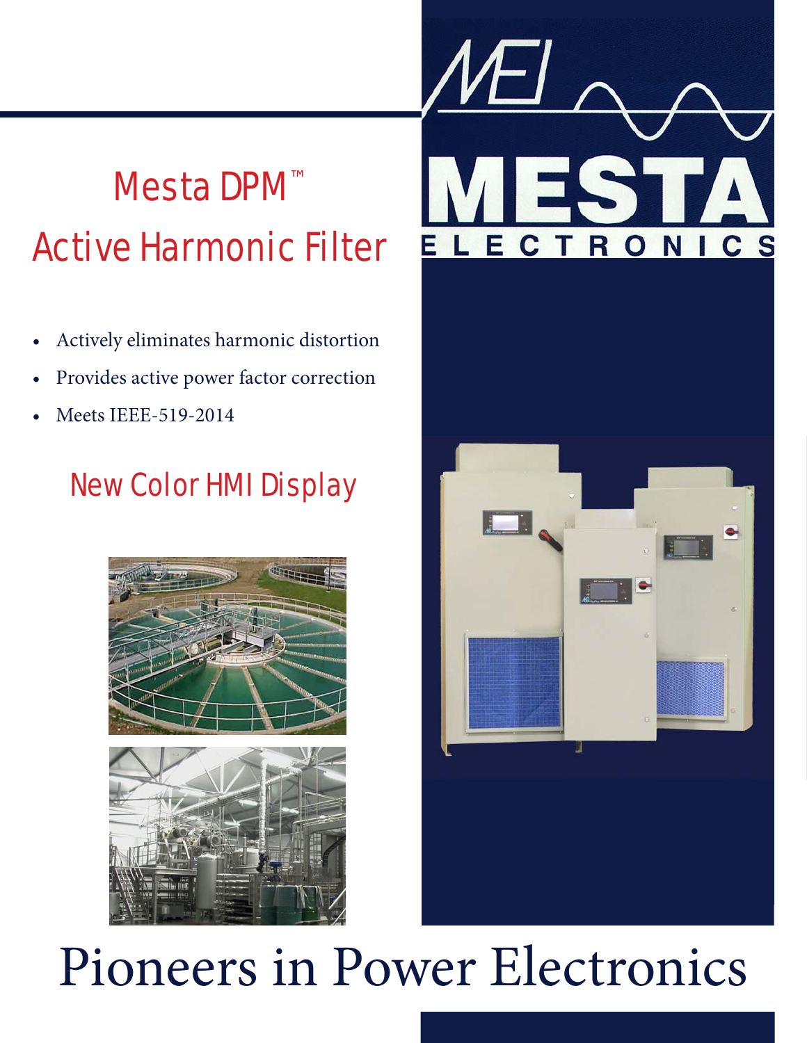# Mesta DPM™ Active Harmonic Filter

MEI

MESTA ELECTRONICS

- Actively eliminates harmonic distortion
- Provides active power factor correction
- Meets IEEE-519-2014

## New Color HMI Display

# Pioneers in Power Electronics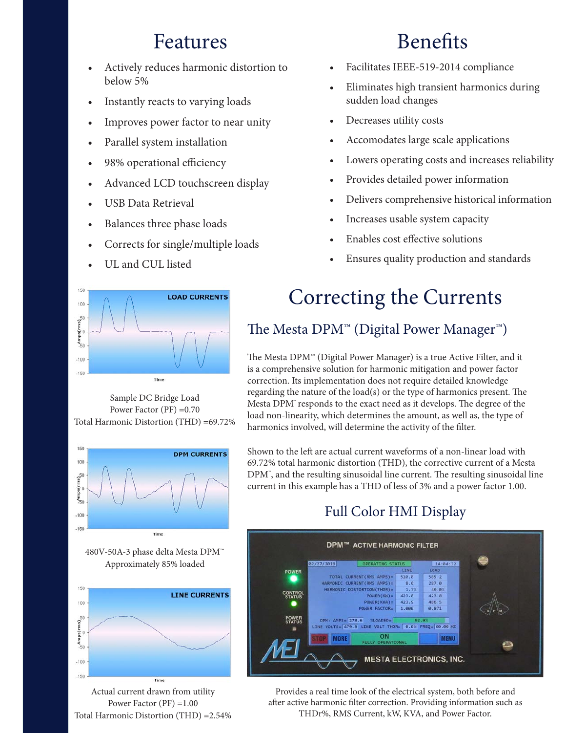# Features

- Actively reduces harmonic distortion to below 5%
- Instantly reacts to varying loads
- Improves power factor to near unity
- Parallel system installation
- 98% operational efficiency
- Advanced LCD touchscreen display
- USB Data Retrieval
- Balances three phase loads
- Corrects for single/multiple loads
- UL and CUL listed

# Benefits

- Facilitates IEEE-519-2014 compliance
- Eliminates high transient harmonics during sudden load changes
- Decreases utility costs
- Accomodates large scale applications
- Lowers operating costs and increases reliability
- Provides detailed power information
- Delivers comprehensive historical information
- Increases usable system capacity
- Enables cost effective solutions
- Ensures quality production and standards

# Correcting the Currents

## The Mesta DPM™ (Digital Power Manager™)

The Mesta DPM™ (Digital Power Manager) is a true Active Filter, and it is a comprehensive solution for harmonic mitigation and power factor correction. Its implementation does not require detailed knowledge regarding the nature of the load(s) or the type of harmonics present. The Mesta DPM™ responds to the exact need as it develops. The degree of the load non-linearity, which determines the amount, as well as, the type of harmonics involved, will determine the activity of the filter.

Shown to the left are actual current waveforms of a non-linear load with 69.72% total harmonic distortion (THD), the corrective current of a Mesta DPM™, and the resulting sinusoidal line current. The resulting sinusoidal line current in this example has a THD of less of 3% and a power factor 1.00.

Sample DC Bridge Load
Power Factor (PF) =0.70
Total Harmonic Distortion (THD) =69.72%

480V-50A-3 phase delta Mesta DPM™
Approximately 85% loaded

Actual current drawn from utility
Power Factor (PF) =1.00
Total Harmonic Distortion (THD) =2.54%

## Full Color HMI Display

Provides a real time look of the electrical system, both before and after active harmonic filter correction. Providing information such as THDr%, RMS Current, kW, KVA, and Power Factor.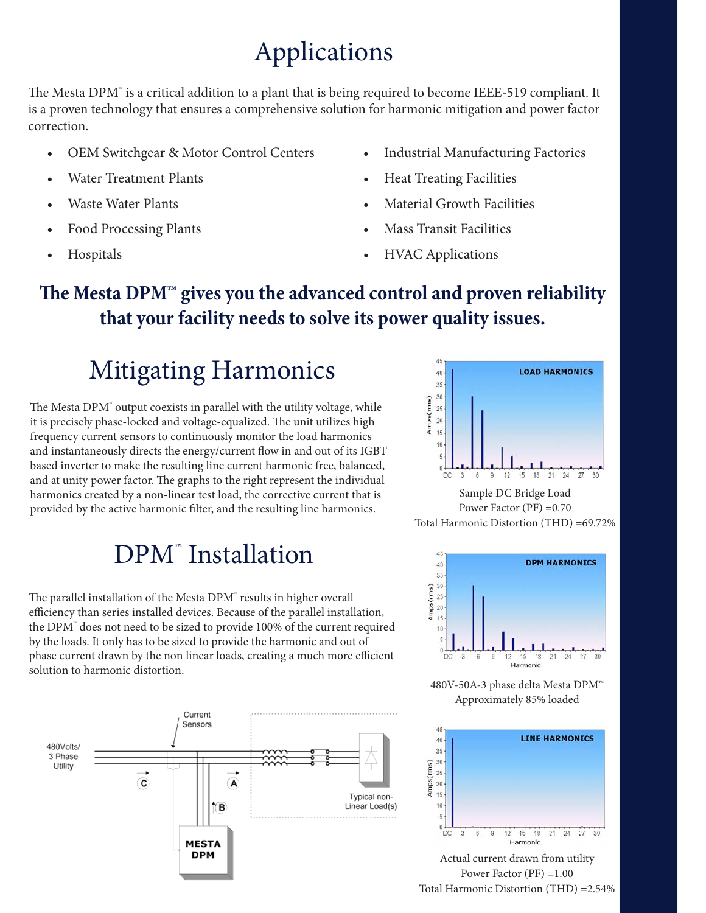# Applications

The Mesta DPM™ is a critical addition to a plant that is being required to become IEEE-519 compliant. It is a proven technology that ensures a comprehensive solution for harmonic mitigation and power factor correction.

- OEM Switchgear & Motor Control Centers
- Water Treatment Plants
- Waste Water Plants
- Food Processing Plants
- Hospitals
- Industrial Manufacturing Factories
- Heat Treating Facilities
- Material Growth Facilities
- Mass Transit Facilities
- HVAC Applications

**The Mesta DPM™ gives you the advanced control and proven reliability that your facility needs to solve its power quality issues.**

# Mitigating Harmonics

The Mesta DPM™ output coexists in parallel with the utility voltage, while it is precisely phase-locked and voltage-equalized. The unit utilizes high frequency current sensors to continuously monitor the load harmonics and instantaneously directs the energy/current flow in and out of its IGBT based inverter to make the resulting line current harmonic free, balanced, and at unity power factor. The graphs to the right represent the individual harmonics created by a non-linear test load, the corrective current that is provided by the active harmonic filter, and the resulting line harmonics.

LOAD HARMONICS

Sample DC Bridge Load
Power Factor (PF) =0.70
Total Harmonic Distortion (THD) =69.72%

# DPM™ Installation

The parallel installation of the Mesta DPM™ results in higher overall efficiency than series installed devices. Because of the parallel installation, the DPM™ does not need to be sized to provide 100% of the current required by the loads. It only has to be sized to provide the harmonic and out of phase current drawn by the non linear loads, creating a much more efficient solution to harmonic distortion.

DPM HARMONICS

480V-50A-3 phase delta Mesta DPM™
Approximately 85% loaded

480Volts/ 3 Phase Utility — Current Sensors — Typical non-Linear Load(s) — MESTA DPM (A, B, C)

LINE HARMONICS

Actual current drawn from utility
Power Factor (PF) =1.00
Total Harmonic Distortion (THD) =2.54%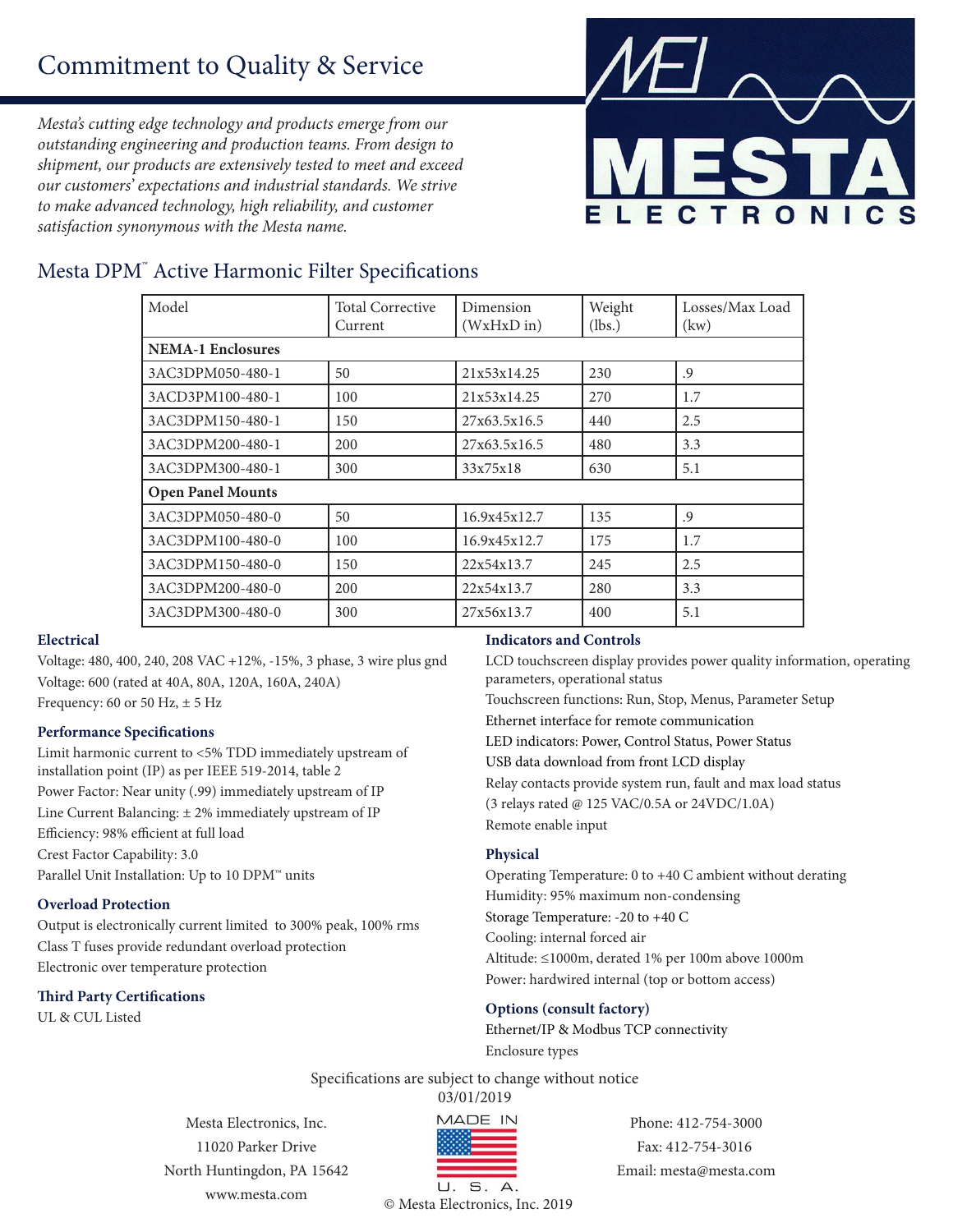# Commitment to Quality & Service

*Mesta's cutting edge technology and products emerge from our outstanding engineering and production teams. From design to shipment, our products are extensively tested to meet and exceed our customers' expectations and industrial standards. We strive to make advanced technology, high reliability, and customer satisfaction synonymous with the Mesta name.*

MEI MESTA ELECTRONICS

## Mesta DPM™ Active Harmonic Filter Specifications

| Model | Total Corrective Current | Dimension (WxHxD in) | Weight (lbs.) | Losses/Max Load (kw) |
|---|---|---|---|---|
| **NEMA-1 Enclosures** | | | | |
| 3AC3DPM050-480-1 | 50 | 21x53x14.25 | 230 | .9 |
| 3ACD3PM100-480-1 | 100 | 21x53x14.25 | 270 | 1.7 |
| 3AC3DPM150-480-1 | 150 | 27x63.5x16.5 | 440 | 2.5 |
| 3AC3DPM200-480-1 | 200 | 27x63.5x16.5 | 480 | 3.3 |
| 3AC3DPM300-480-1 | 300 | 33x75x18 | 630 | 5.1 |
| **Open Panel Mounts** | | | | |
| 3AC3DPM050-480-0 | 50 | 16.9x45x12.7 | 135 | .9 |
| 3AC3DPM100-480-0 | 100 | 16.9x45x12.7 | 175 | 1.7 |
| 3AC3DPM150-480-0 | 150 | 22x54x13.7 | 245 | 2.5 |
| 3AC3DPM200-480-0 | 200 | 22x54x13.7 | 280 | 3.3 |
| 3AC3DPM300-480-0 | 300 | 27x56x13.7 | 400 | 5.1 |

### Electrical

Voltage: 480, 400, 240, 208 VAC +12%, -15%, 3 phase, 3 wire plus gnd
Voltage: 600 (rated at 40A, 80A, 120A, 160A, 240A)
Frequency: 60 or 50 Hz, ± 5 Hz

### Performance Specifications

Limit harmonic current to <5% TDD immediately upstream of installation point (IP) as per IEEE 519-2014, table 2
Power Factor: Near unity (.99) immediately upstream of IP
Line Current Balancing: ± 2% immediately upstream of IP
Efficiency: 98% efficient at full load
Crest Factor Capability: 3.0
Parallel Unit Installation: Up to 10 DPM™ units

### Overload Protection

Output is electronically current limited to 300% peak, 100% rms
Class T fuses provide redundant overload protection
Electronic over temperature protection

### Third Party Certifications

UL & CUL Listed

### Indicators and Controls

LCD touchscreen display provides power quality information, operating parameters, operational status
Touchscreen functions: Run, Stop, Menus, Parameter Setup
Ethernet interface for remote communication
LED indicators: Power, Control Status, Power Status
USB data download from front LCD display
Relay contacts provide system run, fault and max load status
(3 relays rated @ 125 VAC/0.5A or 24VDC/1.0A)
Remote enable input

### Physical

Operating Temperature: 0 to +40 C ambient without derating
Humidity: 95% maximum non-condensing
Storage Temperature: -20 to +40 C
Cooling: internal forced air
Altitude: ≤1000m, derated 1% per 100m above 1000m
Power: hardwired internal (top or bottom access)

### Options (consult factory)

Ethernet/IP & Modbus TCP connectivity
Enclosure types

Specifications are subject to change without notice
03/01/2019

Mesta Electronics, Inc.
11020 Parker Drive
North Huntingdon, PA 15642
www.mesta.com

MADE IN U. S. A.

Phone: 412-754-3000
Fax: 412-754-3016
Email: mesta@mesta.com

© Mesta Electronics, Inc. 2019